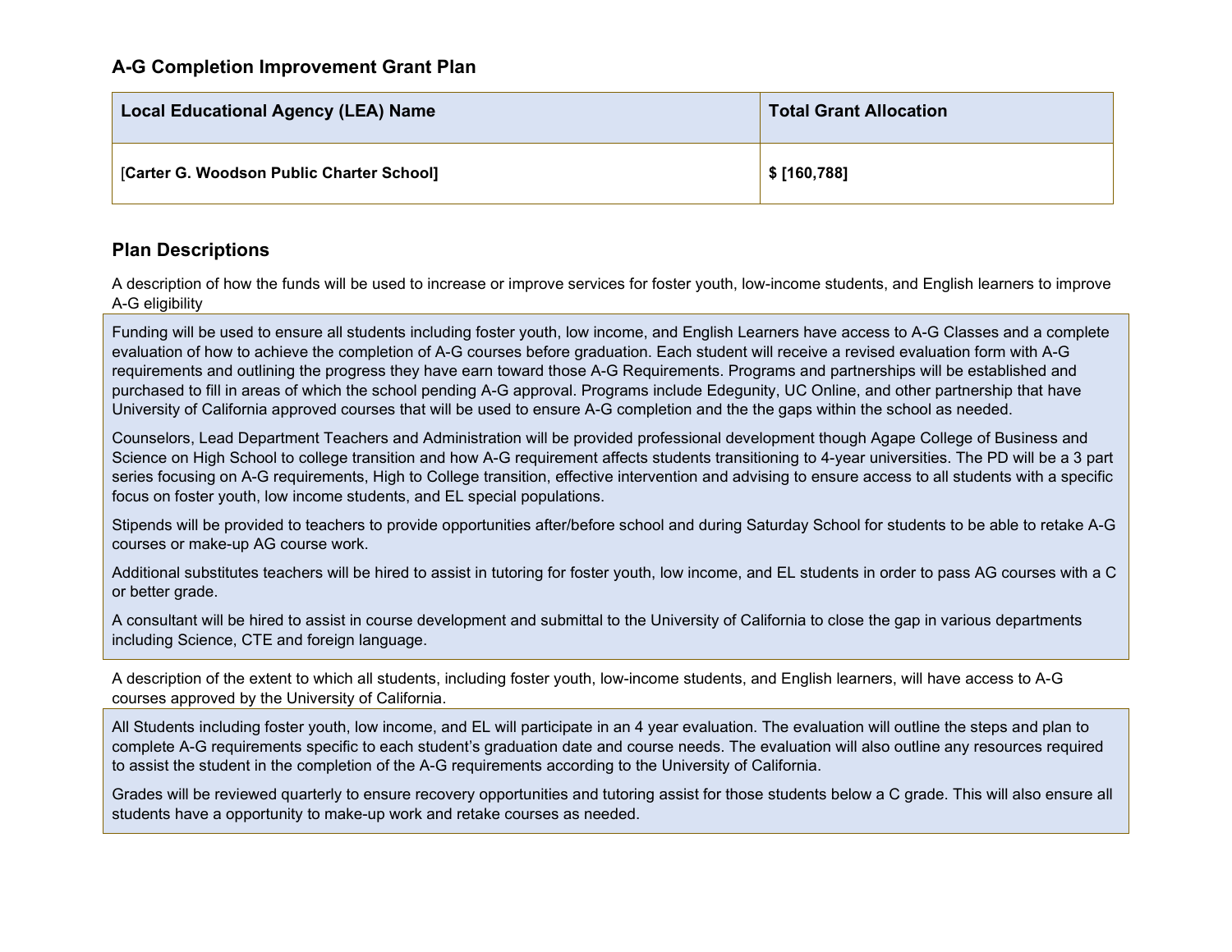### A-G Completion Improvement Grant Plan

| Local Educational Agency (LEA) Name | Total Grant Allocation |
| --- | --- |
| [**Carter G. Woodson Public Charter School]** | **$ [160,788]** |

### Plan Descriptions

A description of how the funds will be used to increase or improve services for foster youth, low-income students, and English learners to improve A-G eligibility

Funding will be used to ensure all students including foster youth, low income, and English Learners have access to A-G Classes and a complete evaluation of how to achieve the completion of A-G courses before graduation. Each student will receive a revised evaluation form with A-G requirements and outlining the progress they have earn toward those A-G Requirements. Programs and partnerships will be established and purchased to fill in areas of which the school pending A-G approval. Programs include Edegunity, UC Online, and other partnership that have University of California approved courses that will be used to ensure A-G completion and the the gaps within the school as needed.

Counselors, Lead Department Teachers and Administration will be provided professional development though Agape College of Business and Science on High School to college transition and how A-G requirement affects students transitioning to 4-year universities. The PD will be a 3 part series focusing on A-G requirements, High to College transition, effective intervention and advising to ensure access to all students with a specific focus on foster youth, low income students, and EL special populations.

Stipends will be provided to teachers to provide opportunities after/before school and during Saturday School for students to be able to retake A-G courses or make-up AG course work.

Additional substitutes teachers will be hired to assist in tutoring for foster youth, low income, and EL students in order to pass AG courses with a C or better grade.

A consultant will be hired to assist in course development and submittal to the University of California to close the gap in various departments including Science, CTE and foreign language.

A description of the extent to which all students, including foster youth, low-income students, and English learners, will have access to A-G courses approved by the University of California.

All Students including foster youth, low income, and EL will participate in an 4 year evaluation. The evaluation will outline the steps and plan to complete A-G requirements specific to each student's graduation date and course needs. The evaluation will also outline any resources required to assist the student in the completion of the A-G requirements according to the University of California.

Grades will be reviewed quarterly to ensure recovery opportunities and tutoring assist for those students below a C grade. This will also ensure all students have a opportunity to make-up work and retake courses as needed.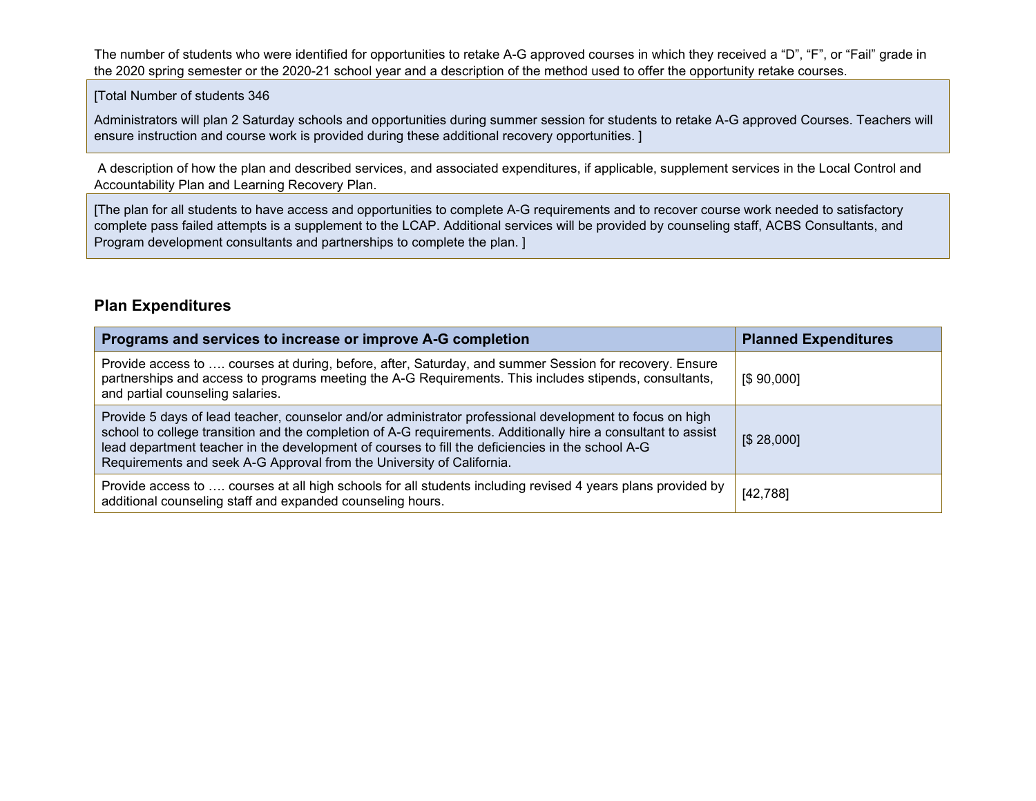The number of students who were identified for opportunities to retake A-G approved courses in which they received a "D", "F", or "Fail" grade in the 2020 spring semester or the 2020-21 school year and a description of the method used to offer the opportunity retake courses.

[Total Number of students 346

Administrators will plan 2 Saturday schools and opportunities during summer session for students to retake A-G approved Courses. Teachers will ensure instruction and course work is provided during these additional recovery opportunities. ]

A description of how the plan and described services, and associated expenditures, if applicable, supplement services in the Local Control and Accountability Plan and Learning Recovery Plan.

[The plan for all students to have access and opportunities to complete A-G requirements and to recover course work needed to satisfactory complete pass failed attempts is a supplement to the LCAP. Additional services will be provided by counseling staff, ACBS Consultants, and Program development consultants and partnerships to complete the plan. ]

## Plan Expenditures

| Programs and services to increase or improve A-G completion | Planned Expenditures |
|---|---|
| Provide access to …. courses at during, before, after, Saturday, and summer Session for recovery. Ensure partnerships and access to programs meeting the A-G Requirements. This includes stipends, consultants, and partial counseling salaries. | [$ 90,000] |
| Provide 5 days of lead teacher, counselor and/or administrator professional development to focus on high school to college transition and the completion of A-G requirements. Additionally hire a consultant to assist lead department teacher in the development of courses to fill the deficiencies in the school A-G Requirements and seek A-G Approval from the University of California. | [$ 28,000] |
| Provide access to …. courses at all high schools for all students including revised 4 years plans provided by additional counseling staff and expanded counseling hours. | [42,788] |